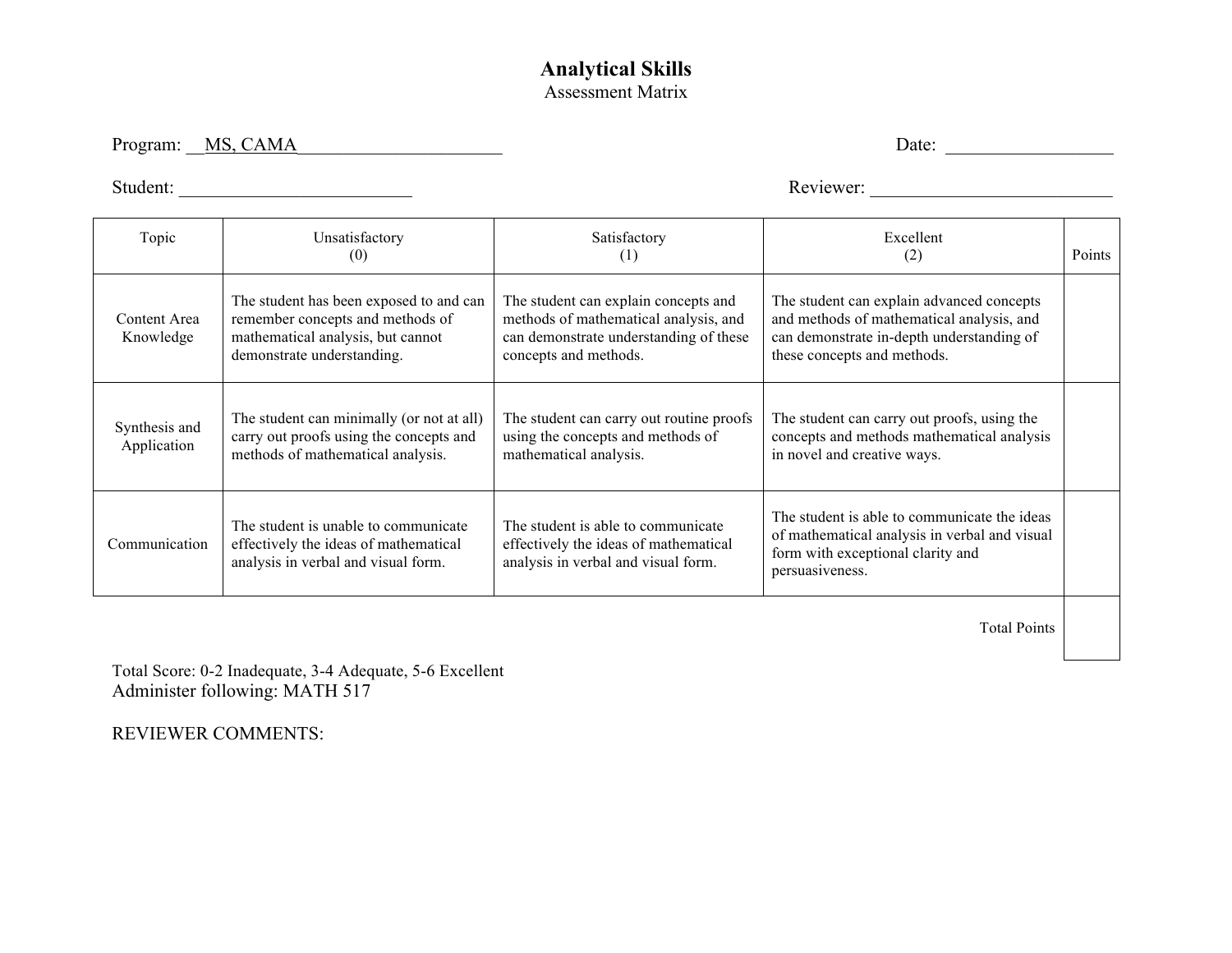# Analytical Skills

Assessment Matrix

Program: __MS, CAMA______________________ Date: __________________

Student: _________________________ Reviewer: __________________________

| Topic | Unsatisfactory (0) | Satisfactory (1) | Excellent (2) | Points |
|---|---|---|---|---|
| Content Area Knowledge | The student has been exposed to and can remember concepts and methods of mathematical analysis, but cannot demonstrate understanding. | The student can explain concepts and methods of mathematical analysis, and can demonstrate understanding of these concepts and methods. | The student can explain advanced concepts and methods of mathematical analysis, and can demonstrate in-depth understanding of these concepts and methods. | |
| Synthesis and Application | The student can minimally (or not at all) carry out proofs using the concepts and methods of mathematical analysis. | The student can carry out routine proofs using the concepts and methods of mathematical analysis. | The student can carry out proofs, using the concepts and methods mathematical analysis in novel and creative ways. | |
| Communication | The student is unable to communicate effectively the ideas of mathematical analysis in verbal and visual form. | The student is able to communicate effectively the ideas of mathematical analysis in verbal and visual form. | The student is able to communicate the ideas of mathematical analysis in verbal and visual form with exceptional clarity and persuasiveness. | |
| | | | Total Points | |

Total Score: 0-2 Inadequate, 3-4 Adequate, 5-6 Excellent

Administer following: MATH 517

REVIEWER COMMENTS: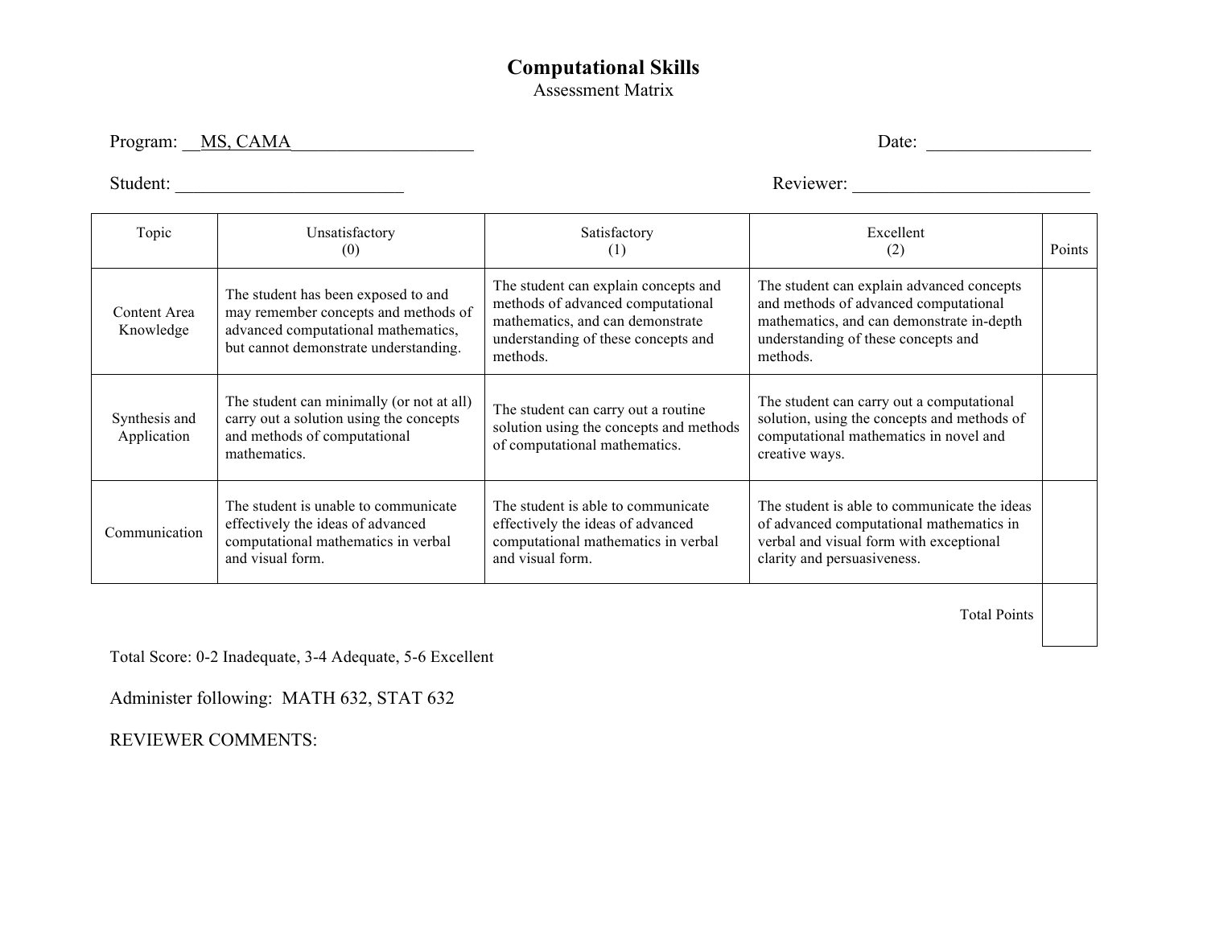# Computational Skills

Assessment Matrix

Program: MS, CAMA

Date: ________________

Student: ________________________

Reviewer: ________________________

| Topic | Unsatisfactory (0) | Satisfactory (1) | Excellent (2) | Points |
|---|---|---|---|---|
| Content Area Knowledge | The student has been exposed to and may remember concepts and methods of advanced computational mathematics, but cannot demonstrate understanding. | The student can explain concepts and methods of advanced computational mathematics, and can demonstrate understanding of these concepts and methods. | The student can explain advanced concepts and methods of advanced computational mathematics, and can demonstrate in-depth understanding of these concepts and methods. | |
| Synthesis and Application | The student can minimally (or not at all) carry out a solution using the concepts and methods of computational mathematics. | The student can carry out a routine solution using the concepts and methods of computational mathematics. | The student can carry out a computational solution, using the concepts and methods of computational mathematics in novel and creative ways. | |
| Communication | The student is unable to communicate effectively the ideas of advanced computational mathematics in verbal and visual form. | The student is able to communicate effectively the ideas of advanced computational mathematics in verbal and visual form. | The student is able to communicate the ideas of advanced computational mathematics in verbal and visual form with exceptional clarity and persuasiveness. | |
| | | | Total Points | |

Total Score: 0-2 Inadequate, 3-4 Adequate, 5-6 Excellent

Administer following: MATH 632, STAT 632

REVIEWER COMMENTS: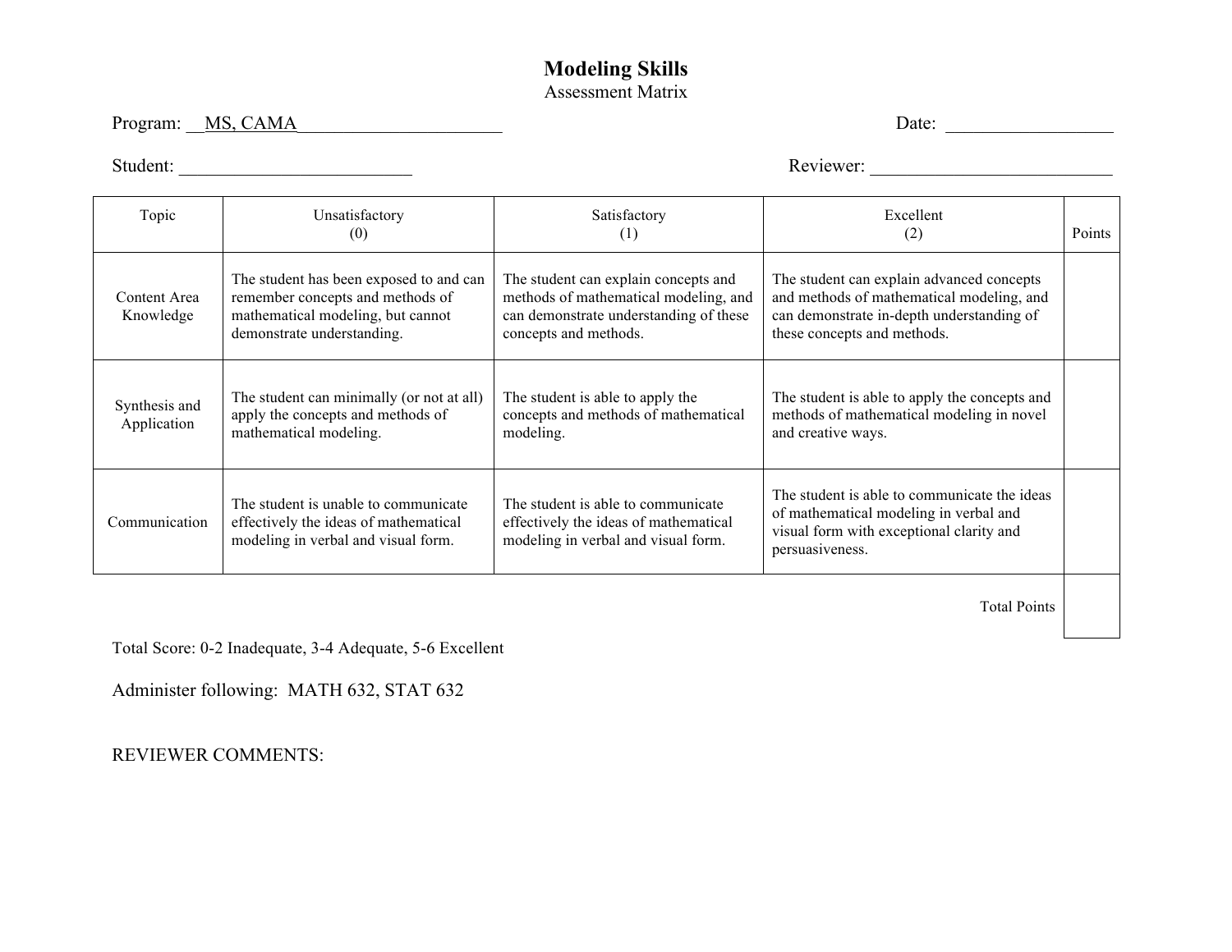# Modeling Skills

Assessment Matrix

Program: __MS, CAMA______________________ Date: __________________

Student: _________________________ Reviewer: __________________________

| Topic | Unsatisfactory (0) | Satisfactory (1) | Excellent (2) | Points |
|---|---|---|---|---|
| Content Area Knowledge | The student has been exposed to and can remember concepts and methods of mathematical modeling, but cannot demonstrate understanding. | The student can explain concepts and methods of mathematical modeling, and can demonstrate understanding of these concepts and methods. | The student can explain advanced concepts and methods of mathematical modeling, and can demonstrate in-depth understanding of these concepts and methods. | |
| Synthesis and Application | The student can minimally (or not at all) apply the concepts and methods of mathematical modeling. | The student is able to apply the concepts and methods of mathematical modeling. | The student is able to apply the concepts and methods of mathematical modeling in novel and creative ways. | |
| Communication | The student is unable to communicate effectively the ideas of mathematical modeling in verbal and visual form. | The student is able to communicate effectively the ideas of mathematical modeling in verbal and visual form. | The student is able to communicate the ideas of mathematical modeling in verbal and visual form with exceptional clarity and persuasiveness. | |
| | | | Total Points | |

Total Score: 0-2 Inadequate, 3-4 Adequate, 5-6 Excellent

Administer following: MATH 632, STAT 632

REVIEWER COMMENTS: